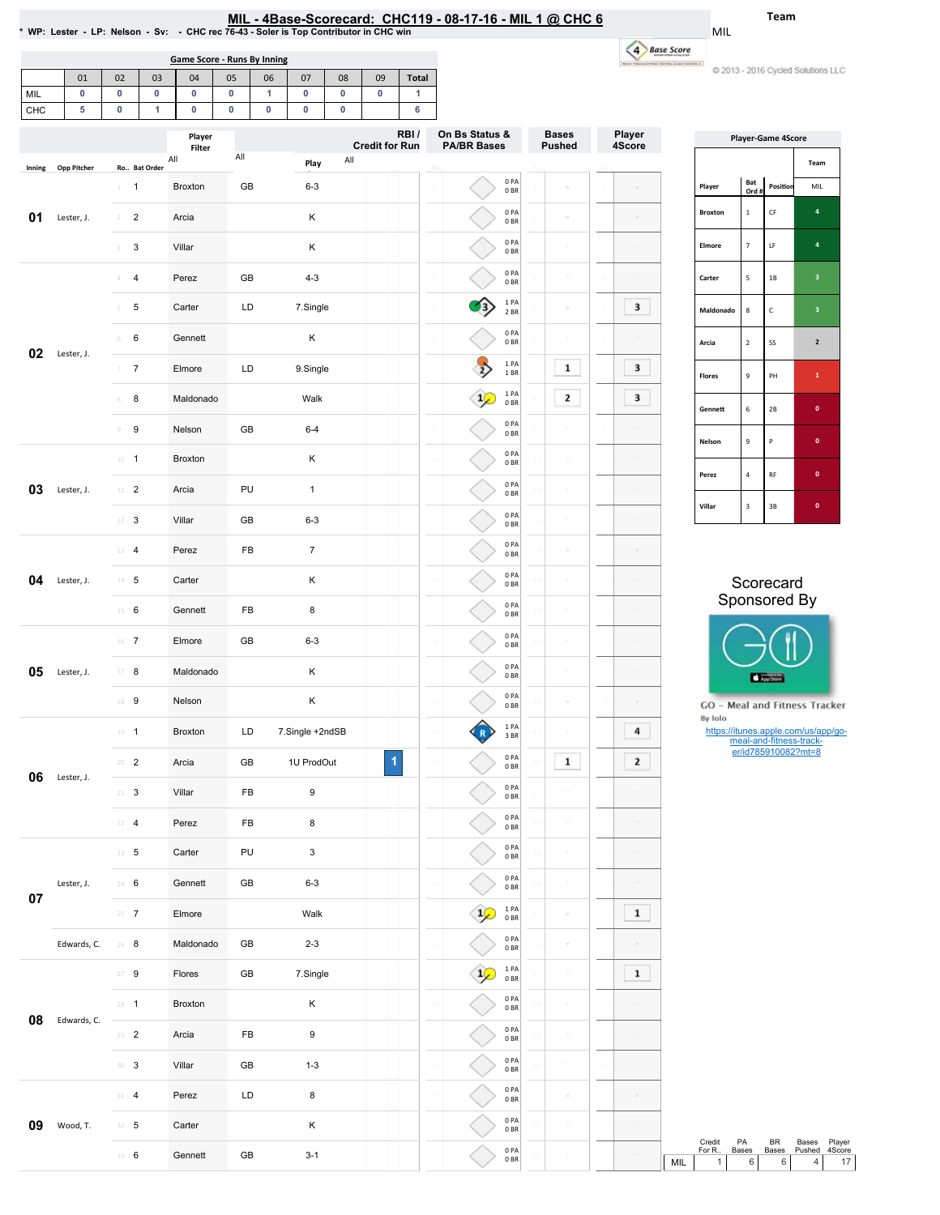# MIL - 4Base-Scorecard: CHC119 - 08-17-16 - MIL 1 @ CHC 6

* WP: Lester - LP: Nelson - Sv: - CHC rec 76-43 - Soler is Top Contributor in CHC win

Team: MIL

© 2013 - 2016 Cycled Solutions LLC

**Game Score - Runs By Inning**

| | 01 | 02 | 03 | 04 | 05 | 06 | 07 | 08 | 09 | Total |
|---|---|---|---|---|---|---|---|---|---|---|
| MIL | 0 | 0 | 0 | 0 | 0 | 1 | 0 | 0 | 0 | 1 |
| CHC | 5 | 0 | 1 | 0 | 0 | 0 | 0 | 0 | | 6 |

| Inning | Opp Pitcher | Ro.. | Bat Order | Player Filter | | Play | RBI / Credit for Run | On Bs Status & PA/BR Bases | Bases Pushed | Player 4Score |
|---|---|---|---|---|---|---|---|---|---|---|
| 01 | Lester, J. | 1 | 1 | Broxton | GB | 6-3 | | 0 PA 0 BR | | |
| | | 2 | 2 | Arcia | | K | | 0 PA 0 BR | | |
| | | 3 | 3 | Villar | | K | | 0 PA 0 BR | | |
| 02 | Lester, J. | 4 | 4 | Perez | GB | 4-3 | | 0 PA 0 BR | | |
| | | 5 | 5 | Carter | LD | 7.Single | | 3 — 1 PA 2 BR | | 3 |
| | | 6 | 6 | Gennett | | K | | 0 PA 0 BR | | |
| | | 7 | 7 | Elmore | LD | 9.Single | | 2 — 1 PA 1 BR | 1 | 3 |
| | | 8 | 8 | Maldonado | | Walk | | 1 — 1 PA 0 BR | 2 | 3 |
| | | 9 | 9 | Nelson | GB | 6-4 | | 0 PA 0 BR | | |
| 03 | Lester, J. | 10 | 1 | Broxton | | K | | 0 PA 0 BR | | |
| | | 11 | 2 | Arcia | PU | 1 | | 0 PA 0 BR | | |
| | | 12 | 3 | Villar | GB | 6-3 | | 0 PA 0 BR | | |
| 04 | Lester, J. | 13 | 4 | Perez | FB | 7 | | 0 PA 0 BR | | |
| | | 14 | 5 | Carter | | K | | 0 PA 0 BR | | |
| | | 15 | 6 | Gennett | FB | 8 | | 0 PA 0 BR | | |
| 05 | Lester, J. | 16 | 7 | Elmore | GB | 6-3 | | 0 PA 0 BR | | |
| | | 17 | 8 | Maldonado | | K | | 0 PA 0 BR | | |
| | | 18 | 9 | Nelson | | K | | 0 PA 0 BR | | |
| 06 | Lester, J. | 19 | 1 | Broxton | LD | 7.Single +2ndSB | | R — 1 PA 3 BR | | 4 |
| | | 20 | 2 | Arcia | GB | 1U ProdOut | 1 | 0 PA 0 BR | 1 | 2 |
| | | 21 | 3 | Villar | FB | 9 | | 0 PA 0 BR | | |
| | | 22 | 4 | Perez | FB | 8 | | 0 PA 0 BR | | |
| 07 | Lester, J. | 23 | 5 | Carter | PU | 3 | | 0 PA 0 BR | | |
| | | 24 | 6 | Gennett | GB | 6-3 | | 0 PA 0 BR | | |
| | | 25 | 7 | Elmore | | Walk | | 1 — 1 PA 0 BR | | 1 |
| | Edwards, C. | 26 | 8 | Maldonado | GB | 2-3 | | 0 PA 0 BR | | |
| 08 | Edwards, C. | 27 | 9 | Flores | GB | 7.Single | | 1 — 1 PA 0 BR | | 1 |
| | | 28 | 1 | Broxton | | K | | 0 PA 0 BR | | |
| | | 29 | 2 | Arcia | FB | 9 | | 0 PA 0 BR | | |
| | | 30 | 3 | Villar | GB | 1-3 | | 0 PA 0 BR | | |
| 09 | Wood, T. | 31 | 4 | Perez | LD | 8 | | 0 PA 0 BR | | |
| | | 32 | 5 | Carter | | K | | 0 PA 0 BR | | |
| | | 33 | 6 | Gennett | GB | 3-1 | | 0 PA 0 BR | | |

**Player-Game 4Score**

| Player | Bat Ord # | Position | MIL |
|---|---|---|---|
| Broxton | 1 | CF | 4 |
| Elmore | 7 | LF | 4 |
| Carter | 5 | 1B | 3 |
| Maldonado | 8 | C | 3 |
| Arcia | 2 | SS | 2 |
| Flores | 9 | PH | 1 |
| Gennett | 6 | 2B | 0 |
| Nelson | 9 | P | 0 |
| Perez | 4 | RF | 0 |
| Villar | 3 | 3B | 0 |

Scorecard Sponsored By

GO - Meal and Fitness Tracker
By Iolo
https://itunes.apple.com/us/app/go-meal-and-fitness-track-er/id785910082?mt=8

| | Credit For R.. | PA Bases | BR Bases | Bases Pushed | Player 4Score |
|---|---|---|---|---|---|
| MIL | 1 | 6 | 6 | 4 | 17 |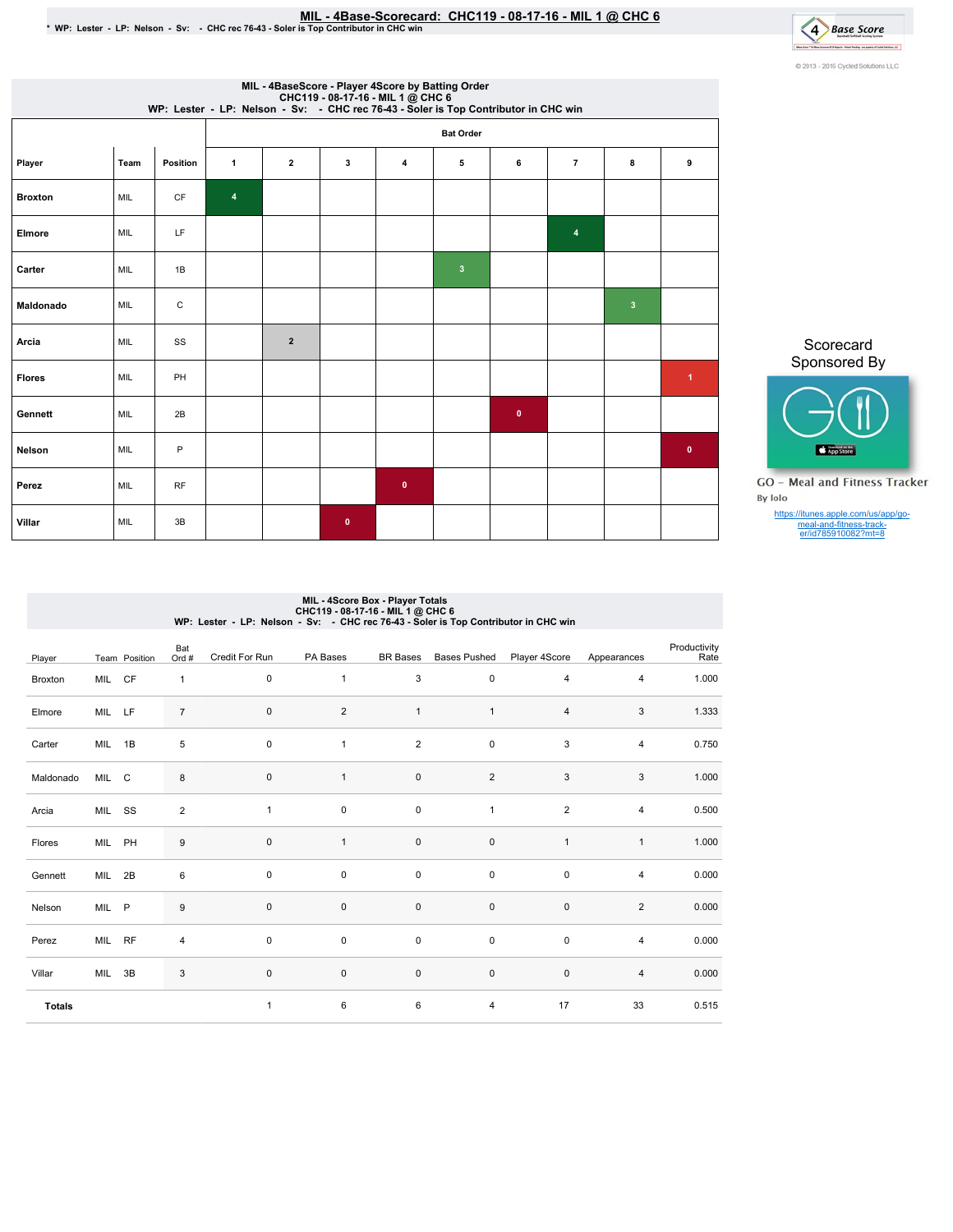# MIL - 4Base-Scorecard: CHC119 - 08-17-16 - MIL 1 @ CHC 6

\* WP: Lester - LP: Nelson - Sv: - CHC rec 76-43 - Soler is Top Contributor in CHC win

© 2013 - 2016 Cycled Solutions LLC

## MIL - 4BaseScore - Player 4Score by Batting Order
CHC119 - 08-17-16 - MIL 1 @ CHC 6
WP: Lester - LP: Nelson - Sv: - CHC rec 76-43 - Soler is Top Contributor in CHC win

| | | | Bat Order | | | | | | | | |
|---|---|---|---|---|---|---|---|---|---|---|---|
| Player | Team | Position | 1 | 2 | 3 | 4 | 5 | 6 | 7 | 8 | 9 |
| Broxton | MIL | CF | 4 | | | | | | | | |
| Elmore | MIL | LF | | | | | | | 4 | | |
| Carter | MIL | 1B | | | | | 3 | | | | |
| Maldonado | MIL | C | | | | | | | | 3 | |
| Arcia | MIL | SS | | 2 | | | | | | | |
| Flores | MIL | PH | | | | | | | | | 1 |
| Gennett | MIL | 2B | | | | | | 0 | | | |
| Nelson | MIL | P | | | | | | | | | 0 |
| Perez | MIL | RF | | | | 0 | | | | | |
| Villar | MIL | 3B | | | 0 | | | | | | |

Scorecard Sponsored By

GO - Meal and Fitness Tracker
By Iolo

https://itunes.apple.com/us/app/go-meal-and-fitness-track-er/id785910082?mt=8

## MIL - 4Score Box - Player Totals
CHC119 - 08-17-16 - MIL 1 @ CHC 6
WP: Lester - LP: Nelson - Sv: - CHC rec 76-43 - Soler is Top Contributor in CHC win

| Player | Team | Position | Bat Ord # | Credit For Run | PA Bases | BR Bases | Bases Pushed | Player 4Score | Appearances | Productivity Rate |
|---|---|---|---|---|---|---|---|---|---|---|
| Broxton | MIL | CF | 1 | 0 | 1 | 3 | 0 | 4 | 4 | 1.000 |
| Elmore | MIL | LF | 7 | 0 | 2 | 1 | 1 | 4 | 3 | 1.333 |
| Carter | MIL | 1B | 5 | 0 | 1 | 2 | 0 | 3 | 4 | 0.750 |
| Maldonado | MIL | C | 8 | 0 | 1 | 0 | 2 | 3 | 3 | 1.000 |
| Arcia | MIL | SS | 2 | 1 | 0 | 0 | 1 | 2 | 4 | 0.500 |
| Flores | MIL | PH | 9 | 0 | 1 | 0 | 0 | 1 | 1 | 1.000 |
| Gennett | MIL | 2B | 6 | 0 | 0 | 0 | 0 | 0 | 4 | 0.000 |
| Nelson | MIL | P | 9 | 0 | 0 | 0 | 0 | 0 | 2 | 0.000 |
| Perez | MIL | RF | 4 | 0 | 0 | 0 | 0 | 0 | 4 | 0.000 |
| Villar | MIL | 3B | 3 | 0 | 0 | 0 | 0 | 0 | 4 | 0.000 |
| **Totals** | | | | 1 | 6 | 6 | 4 | 17 | 33 | 0.515 |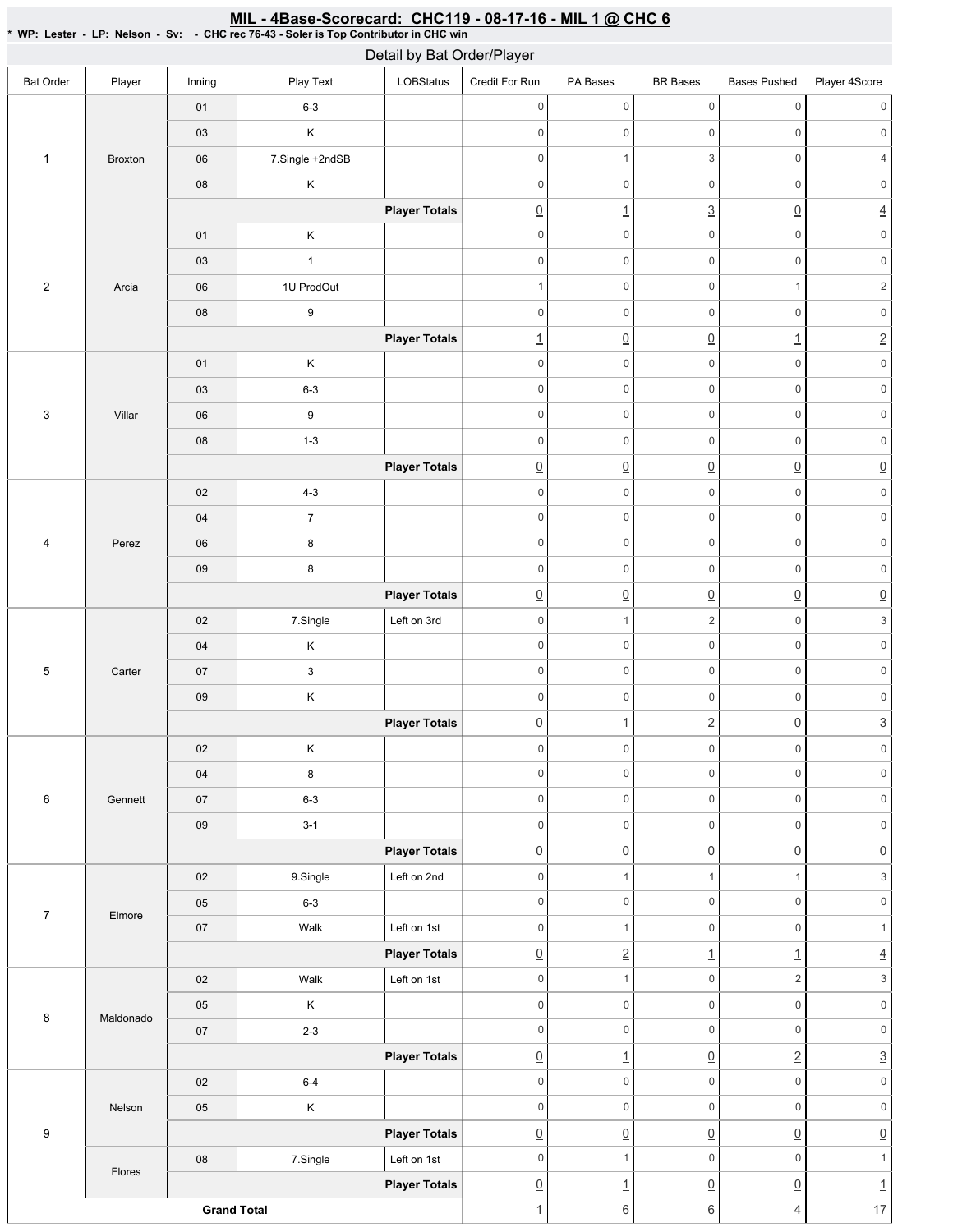# MIL - 4Base-Scorecard: CHC119 - 08-17-16 - MIL 1 @ CHC 6

\* WP: Lester - LP: Nelson - Sv: - CHC rec 76-43 - Soler is Top Contributor in CHC win

## Detail by Bat Order/Player

| Bat Order | Player | Inning | Play Text | LOBStatus | Credit For Run | PA Bases | BR Bases | Bases Pushed | Player 4Score |
|---|---|---|---|---|---|---|---|---|---|
| 1 | Broxton | 01 | 6-3 | | 0 | 0 | 0 | 0 | 0 |
| | | 03 | K | | 0 | 0 | 0 | 0 | 0 |
| | | 06 | 7.Single +2ndSB | | 0 | 1 | 3 | 0 | 4 |
| | | 08 | K | | 0 | 0 | 0 | 0 | 0 |
| | | | | **Player Totals** | 0 | 1 | 3 | 0 | 4 |
| 2 | Arcia | 01 | K | | 0 | 0 | 0 | 0 | 0 |
| | | 03 | 1 | | 0 | 0 | 0 | 0 | 0 |
| | | 06 | 1U ProdOut | | 1 | 0 | 0 | 1 | 2 |
| | | 08 | 9 | | 0 | 0 | 0 | 0 | 0 |
| | | | | **Player Totals** | 1 | 0 | 0 | 1 | 2 |
| 3 | Villar | 01 | K | | 0 | 0 | 0 | 0 | 0 |
| | | 03 | 6-3 | | 0 | 0 | 0 | 0 | 0 |
| | | 06 | 9 | | 0 | 0 | 0 | 0 | 0 |
| | | 08 | 1-3 | | 0 | 0 | 0 | 0 | 0 |
| | | | | **Player Totals** | 0 | 0 | 0 | 0 | 0 |
| 4 | Perez | 02 | 4-3 | | 0 | 0 | 0 | 0 | 0 |
| | | 04 | 7 | | 0 | 0 | 0 | 0 | 0 |
| | | 06 | 8 | | 0 | 0 | 0 | 0 | 0 |
| | | 09 | 8 | | 0 | 0 | 0 | 0 | 0 |
| | | | | **Player Totals** | 0 | 0 | 0 | 0 | 0 |
| 5 | Carter | 02 | 7.Single | Left on 3rd | 0 | 1 | 2 | 0 | 3 |
| | | 04 | K | | 0 | 0 | 0 | 0 | 0 |
| | | 07 | 3 | | 0 | 0 | 0 | 0 | 0 |
| | | 09 | K | | 0 | 0 | 0 | 0 | 0 |
| | | | | **Player Totals** | 0 | 1 | 2 | 0 | 3 |
| 6 | Gennett | 02 | K | | 0 | 0 | 0 | 0 | 0 |
| | | 04 | 8 | | 0 | 0 | 0 | 0 | 0 |
| | | 07 | 6-3 | | 0 | 0 | 0 | 0 | 0 |
| | | 09 | 3-1 | | 0 | 0 | 0 | 0 | 0 |
| | | | | **Player Totals** | 0 | 0 | 0 | 0 | 0 |
| 7 | Elmore | 02 | 9.Single | Left on 2nd | 0 | 1 | 1 | 1 | 3 |
| | | 05 | 6-3 | | 0 | 0 | 0 | 0 | 0 |
| | | 07 | Walk | Left on 1st | 0 | 1 | 0 | 0 | 1 |
| | | | | **Player Totals** | 0 | 2 | 1 | 1 | 4 |
| 8 | Maldonado | 02 | Walk | Left on 1st | 0 | 1 | 0 | 2 | 3 |
| | | 05 | K | | 0 | 0 | 0 | 0 | 0 |
| | | 07 | 2-3 | | 0 | 0 | 0 | 0 | 0 |
| | | | | **Player Totals** | 0 | 1 | 0 | 2 | 3 |
| 9 | Nelson | 02 | 6-4 | | 0 | 0 | 0 | 0 | 0 |
| | | 05 | K | | 0 | 0 | 0 | 0 | 0 |
| | | | | **Player Totals** | 0 | 0 | 0 | 0 | 0 |
| | Flores | 08 | 7.Single | Left on 1st | 0 | 1 | 0 | 0 | 1 |
| | | | | **Player Totals** | 0 | 1 | 0 | 0 | 1 |
| **Grand Total** | | | | | 1 | 6 | 6 | 4 | 17 |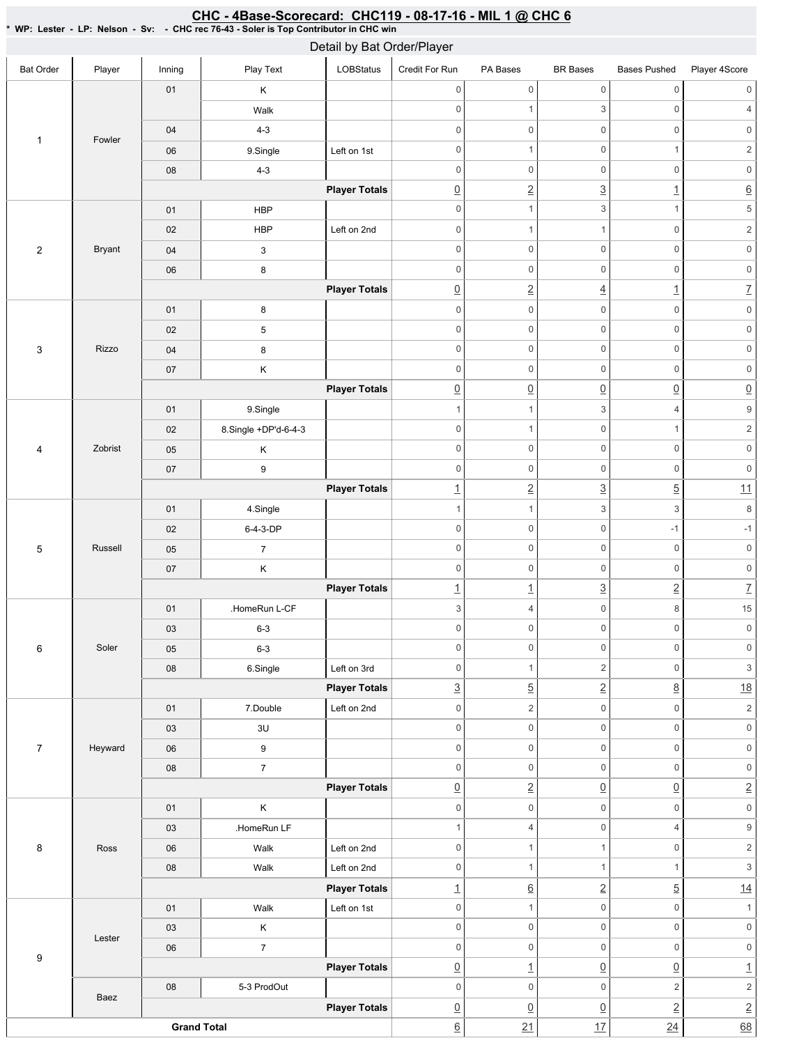## CHC - 4Base-Scorecard: CHC119 - 08-17-16 - MIL 1 @ CHC 6

* WP: Lester - LP: Nelson - Sv: - CHC rec 76-43 - Soler is Top Contributor in CHC win

### Detail by Bat Order/Player

| Bat Order | Player | Inning | Play Text | LOBStatus | Credit For Run | PA Bases | BR Bases | Bases Pushed | Player 4Score |
|---|---|---|---|---|---|---|---|---|---|
| 1 | Fowler | 01 | K | | 0 | 0 | 0 | 0 | 0 |
| | | | Walk | | 0 | 1 | 3 | 0 | 4 |
| | | 04 | 4-3 | | 0 | 0 | 0 | 0 | 0 |
| | | 06 | 9.Single | Left on 1st | 0 | 1 | 0 | 1 | 2 |
| | | 08 | 4-3 | | 0 | 0 | 0 | 0 | 0 |
| | | | | **Player Totals** | 0 | 2 | 3 | 1 | 6 |
| 2 | Bryant | 01 | HBP | | 0 | 1 | 3 | 1 | 5 |
| | | 02 | HBP | Left on 2nd | 0 | 1 | 1 | 0 | 2 |
| | | 04 | 3 | | 0 | 0 | 0 | 0 | 0 |
| | | 06 | 8 | | 0 | 0 | 0 | 0 | 0 |
| | | | | **Player Totals** | 0 | 2 | 4 | 1 | 7 |
| 3 | Rizzo | 01 | 8 | | 0 | 0 | 0 | 0 | 0 |
| | | 02 | 5 | | 0 | 0 | 0 | 0 | 0 |
| | | 04 | 8 | | 0 | 0 | 0 | 0 | 0 |
| | | 07 | K | | 0 | 0 | 0 | 0 | 0 |
| | | | | **Player Totals** | 0 | 0 | 0 | 0 | 0 |
| 4 | Zobrist | 01 | 9.Single | | 1 | 1 | 3 | 4 | 9 |
| | | 02 | 8.Single +DP'd-6-4-3 | | 0 | 1 | 0 | 1 | 2 |
| | | 05 | K | | 0 | 0 | 0 | 0 | 0 |
| | | 07 | 9 | | 0 | 0 | 0 | 0 | 0 |
| | | | | **Player Totals** | 1 | 2 | 3 | 5 | 11 |
| 5 | Russell | 01 | 4.Single | | 1 | 1 | 3 | 3 | 8 |
| | | 02 | 6-4-3-DP | | 0 | 0 | 0 | -1 | -1 |
| | | 05 | 7 | | 0 | 0 | 0 | 0 | 0 |
| | | 07 | K | | 0 | 0 | 0 | 0 | 0 |
| | | | | **Player Totals** | 1 | 1 | 3 | 2 | 7 |
| 6 | Soler | 01 | .HomeRun L-CF | | 3 | 4 | 0 | 8 | 15 |
| | | 03 | 6-3 | | 0 | 0 | 0 | 0 | 0 |
| | | 05 | 6-3 | | 0 | 0 | 0 | 0 | 0 |
| | | 08 | 6.Single | Left on 3rd | 0 | 1 | 2 | 0 | 3 |
| | | | | **Player Totals** | 3 | 5 | 2 | 8 | 18 |
| 7 | Heyward | 01 | 7.Double | Left on 2nd | 0 | 2 | 0 | 0 | 2 |
| | | 03 | 3U | | 0 | 0 | 0 | 0 | 0 |
| | | 06 | 9 | | 0 | 0 | 0 | 0 | 0 |
| | | 08 | 7 | | 0 | 0 | 0 | 0 | 0 |
| | | | | **Player Totals** | 0 | 2 | 0 | 0 | 2 |
| 8 | Ross | 01 | K | | 0 | 0 | 0 | 0 | 0 |
| | | 03 | .HomeRun LF | | 1 | 4 | 0 | 4 | 9 |
| | | 06 | Walk | Left on 2nd | 0 | 1 | 1 | 0 | 2 |
| | | 08 | Walk | Left on 2nd | 0 | 1 | 1 | 1 | 3 |
| | | | | **Player Totals** | 1 | 6 | 2 | 5 | 14 |
| 9 | Lester | 01 | Walk | Left on 1st | 0 | 1 | 0 | 0 | 1 |
| | | 03 | K | | 0 | 0 | 0 | 0 | 0 |
| | | 06 | 7 | | 0 | 0 | 0 | 0 | 0 |
| | | | | **Player Totals** | 0 | 1 | 0 | 0 | 1 |
| | Baez | 08 | 5-3 ProdOut | | 0 | 0 | 0 | 2 | 2 |
| | | | | **Player Totals** | 0 | 0 | 0 | 2 | 2 |
| **Grand Total** | | | | | 6 | 21 | 17 | 24 | 68 |